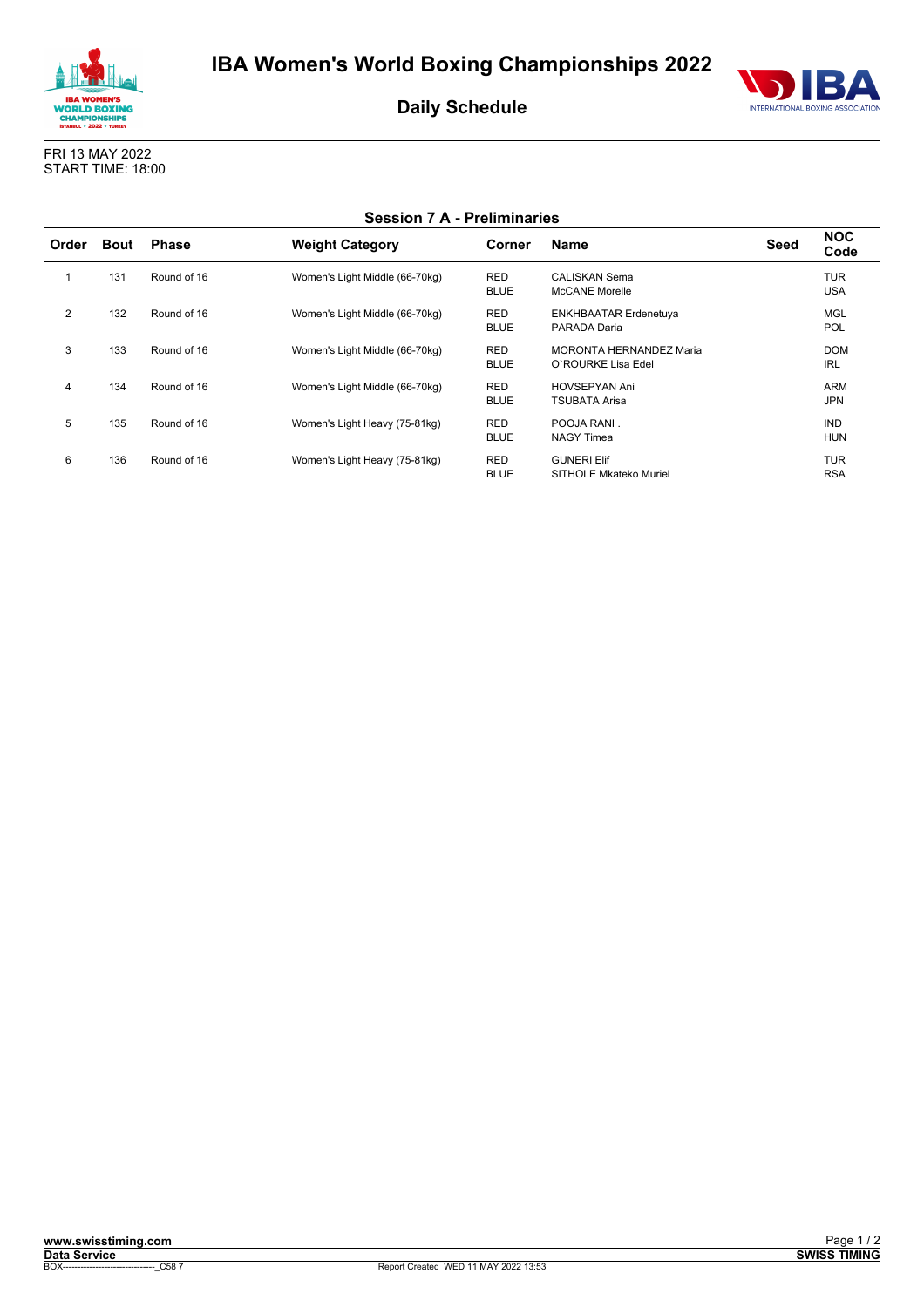# IBA Women's World Boxing Championships 2022

## Daily Schedule

FRI 13 MAY 2022
START TIME: 18:00

### Session 7 A - Preliminaries

| Order | Bout | Phase | Weight Category | Corner | Name | Seed | NOC Code |
|---|---|---|---|---|---|---|---|
| 1 | 131 | Round of 16 | Women's Light Middle (66-70kg) | RED<br>BLUE | CALISKAN Sema<br>McCANE Morelle | | TUR<br>USA |
| 2 | 132 | Round of 16 | Women's Light Middle (66-70kg) | RED<br>BLUE | ENKHBAATAR Erdenetuya<br>PARADA Daria | | MGL<br>POL |
| 3 | 133 | Round of 16 | Women's Light Middle (66-70kg) | RED<br>BLUE | MORONTA HERNANDEZ Maria<br>O`ROURKE Lisa Edel | | DOM<br>IRL |
| 4 | 134 | Round of 16 | Women's Light Middle (66-70kg) | RED<br>BLUE | HOVSEPYAN Ani<br>TSUBATA Arisa | | ARM<br>JPN |
| 5 | 135 | Round of 16 | Women's Light Heavy (75-81kg) | RED<br>BLUE | POOJA RANI .<br>NAGY Timea | | IND<br>HUN |
| 6 | 136 | Round of 16 | Women's Light Heavy (75-81kg) | RED<br>BLUE | GUNERI Elif<br>SITHOLE Mkateko Muriel | | TUR<br>RSA |

www.swisstiming.com
Data Service
BOX-------------------------------_C58 7
Report Created WED 11 MAY 2022 13:53
SWISS TIMING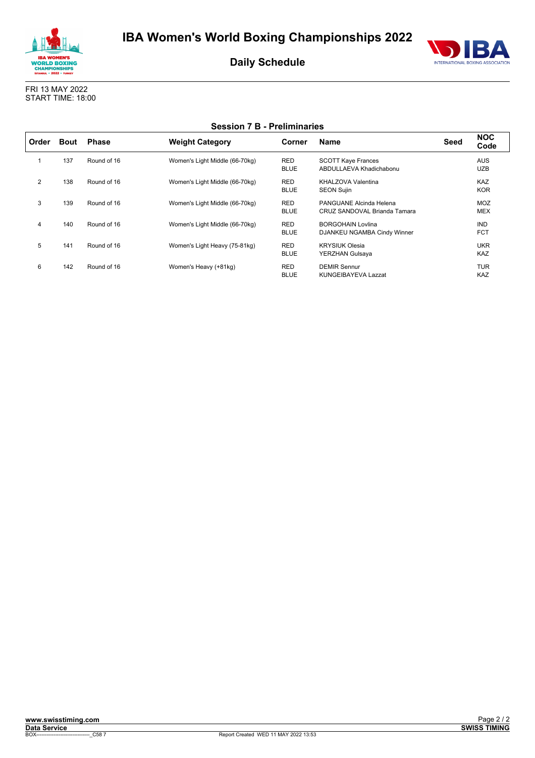# IBA Women's World Boxing Championships 2022

## Daily Schedule

FRI 13 MAY 2022
START TIME: 18:00

### Session 7 B - Preliminaries

| Order | Bout | Phase | Weight Category | Corner | Name | Seed | NOC Code |
|---|---|---|---|---|---|---|---|
| 1 | 137 | Round of 16 | Women's Light Middle (66-70kg) | RED<br>BLUE | SCOTT Kaye Frances<br>ABDULLAEVA Khadichabonu | | AUS<br>UZB |
| 2 | 138 | Round of 16 | Women's Light Middle (66-70kg) | RED<br>BLUE | KHALZOVA Valentina<br>SEON Sujin | | KAZ<br>KOR |
| 3 | 139 | Round of 16 | Women's Light Middle (66-70kg) | RED<br>BLUE | PANGUANE Alcinda Helena<br>CRUZ SANDOVAL Brianda Tamara | | MOZ<br>MEX |
| 4 | 140 | Round of 16 | Women's Light Middle (66-70kg) | RED<br>BLUE | BORGOHAIN Lovlina<br>DJANKEU NGAMBA Cindy Winner | | IND<br>FCT |
| 5 | 141 | Round of 16 | Women's Light Heavy (75-81kg) | RED<br>BLUE | KRYSIUK Olesia<br>YERZHAN Gulsaya | | UKR<br>KAZ |
| 6 | 142 | Round of 16 | Women's Heavy (+81kg) | RED<br>BLUE | DEMIR Sennur<br>KUNGEIBAYEVA Lazzat | | TUR<br>KAZ |

www.swisstiming.com
Data Service
BOX-------------------------------_C58 7
Report Created WED 11 MAY 2022 13:53
SWISS TIMING